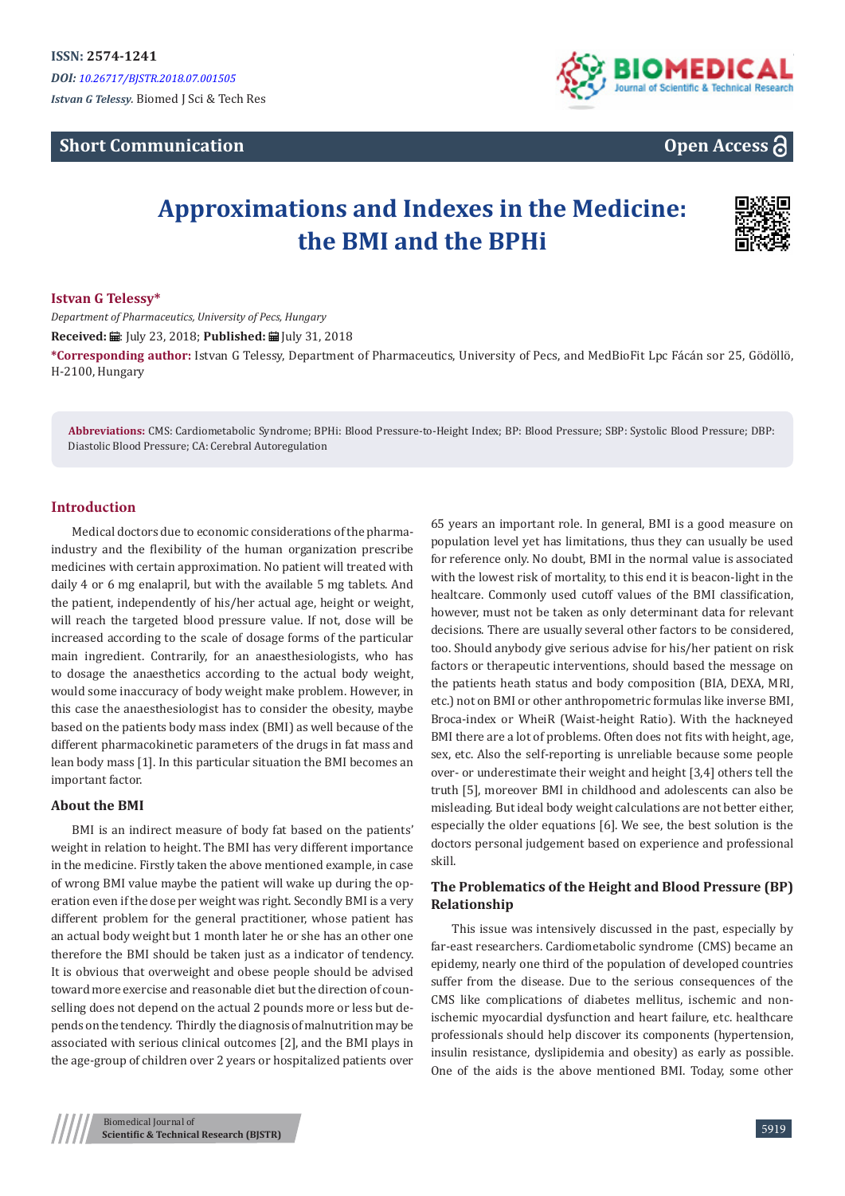**Short Communication**

# Approximations and Indexes in the Medicine: the BMI and the BPHi

**Istvan G Telessy***

*Department of Pharmaceutics, University of Pecs, Hungary*

**Received:** July 23, 2018; **Published:** July 31, 2018

***Corresponding author:** Istvan G Telessy, Department of Pharmaceutics, University of Pecs, and MedBioFit Lpc Fácán sor 25, Gödöllö, H-2100, Hungary

**Abbreviations:** CMS: Cardiometabolic Syndrome; BPHi: Blood Pressure-to-Height Index; BP: Blood Pressure; SBP: Systolic Blood Pressure; DBP: Diastolic Blood Pressure; CA: Cerebral Autoregulation

## Introduction

Medical doctors due to economic considerations of the pharma-industry and the flexibility of the human organization prescribe medicines with certain approximation. No patient will treated with daily 4 or 6 mg enalapril, but with the available 5 mg tablets. And the patient, independently of his/her actual age, height or weight, will reach the targeted blood pressure value. If not, dose will be increased according to the scale of dosage forms of the particular main ingredient. Contrarily, for an anaesthesiologists, who has to dosage the anaesthetics according to the actual body weight, would some inaccuracy of body weight make problem. However, in this case the anaesthesiologist has to consider the obesity, maybe based on the patients body mass index (BMI) as well because of the different pharmacokinetic parameters of the drugs in fat mass and lean body mass [1]. In this particular situation the BMI becomes an important factor.

### About the BMI

BMI is an indirect measure of body fat based on the patients' weight in relation to height. The BMI has very different importance in the medicine. Firstly taken the above mentioned example, in case of wrong BMI value maybe the patient will wake up during the operation even if the dose per weight was right. Secondly BMI is a very different problem for the general practitioner, whose patient has an actual body weight but 1 month later he or she has an other one therefore the BMI should be taken just as a indicator of tendency. It is obvious that overweight and obese people should be advised toward more exercise and reasonable diet but the direction of counselling does not depend on the actual 2 pounds more or less but depends on the tendency. Thirdly the diagnosis of malnutrition may be associated with serious clinical outcomes [2], and the BMI plays in the age-group of children over 2 years or hospitalized patients over 65 years an important role. In general, BMI is a good measure on population level yet has limitations, thus they can usually be used for reference only. No doubt, BMI in the normal value is associated with the lowest risk of mortality, to this end it is beacon-light in the healtcare. Commonly used cutoff values of the BMI classification, however, must not be taken as only determinant data for relevant decisions. There are usually several other factors to be considered, too. Should anybody give serious advise for his/her patient on risk factors or therapeutic interventions, should based the message on the patients heath status and body composition (BIA, DEXA, MRI, etc.) not on BMI or other anthropometric formulas like inverse BMI, Broca-index or WheiR (Waist-height Ratio). With the hackneyed BMI there are a lot of problems. Often does not fits with height, age, sex, etc. Also the self-reporting is unreliable because some people over- or underestimate their weight and height [3,4] others tell the truth [5], moreover BMI in childhood and adolescents can also be misleading. But ideal body weight calculations are not better either, especially the older equations [6]. We see, the best solution is the doctors personal judgement based on experience and professional skill.

### The Problematics of the Height and Blood Pressure (BP) Relationship

This issue was intensively discussed in the past, especially by far-east researchers. Cardiometabolic syndrome (CMS) became an epidemy, nearly one third of the population of developed countries suffer from the disease. Due to the serious consequences of the CMS like complications of diabetes mellitus, ischemic and non-ischemic myocardial dysfunction and heart failure, etc. healthcare professionals should help discover its components (hypertension, insulin resistance, dyslipidemia and obesity) as early as possible. One of the aids is the above mentioned BMI. Today, some other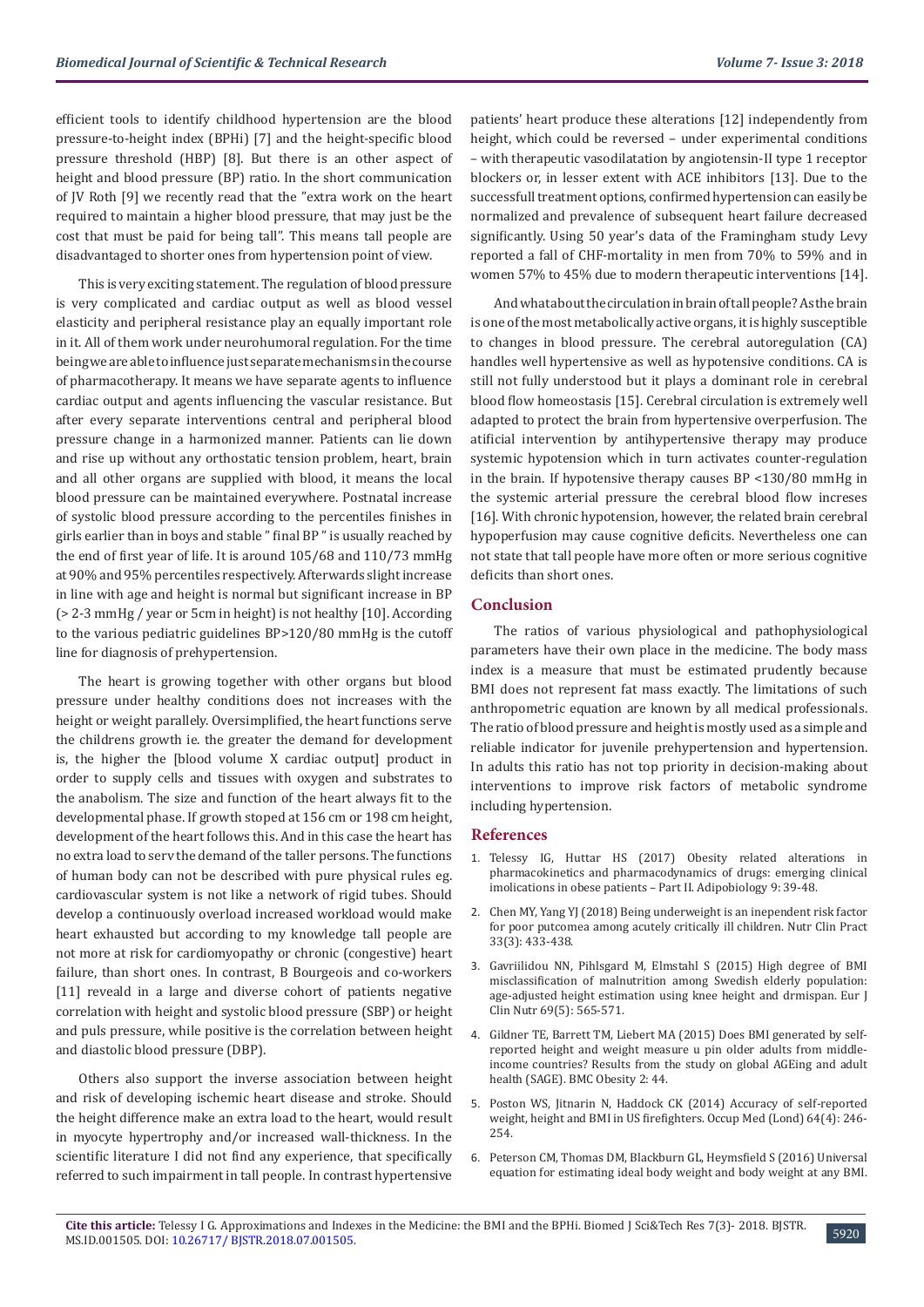efficient tools to identify childhood hypertension are the blood pressure-to-height index (BPHi) [7] and the height-specific blood pressure threshold (HBP) [8]. But there is an other aspect of height and blood pressure (BP) ratio. In the short communication of JV Roth [9] we recently read that the "extra work on the heart required to maintain a higher blood pressure, that may just be the cost that must be paid for being tall". This means tall people are disadvantaged to shorter ones from hypertension point of view.

This is very exciting statement. The regulation of blood pressure is very complicated and cardiac output as well as blood vessel elasticity and peripheral resistance play an equally important role in it. All of them work under neurohumoral regulation. For the time being we are able to influence just separate mechanisms in the course of pharmacotherapy. It means we have separate agents to influence cardiac output and agents influencing the vascular resistance. But after every separate interventions central and peripheral blood pressure change in a harmonized manner. Patients can lie down and rise up without any orthostatic tension problem, heart, brain and all other organs are supplied with blood, it means the local blood pressure can be maintained everywhere. Postnatal increase of systolic blood pressure according to the percentiles finishes in girls earlier than in boys and stable " final BP " is usually reached by the end of first year of life. It is around 105/68 and 110/73 mmHg at 90% and 95% percentiles respectively. Afterwards slight increase in line with age and height is normal but significant increase in BP (> 2-3 mmHg / year or 5cm in height) is not healthy [10]. According to the various pediatric guidelines BP>120/80 mmHg is the cutoff line for diagnosis of prehypertension.

The heart is growing together with other organs but blood pressure under healthy conditions does not increases with the height or weight parallely. Oversimplified, the heart functions serve the childrens growth ie. the greater the demand for development is, the higher the [blood volume X cardiac output] product in order to supply cells and tissues with oxygen and substrates to the anabolism. The size and function of the heart always fit to the developmental phase. If growth stoped at 156 cm or 198 cm height, development of the heart follows this. And in this case the heart has no extra load to serv the demand of the taller persons. The functions of human body can not be described with pure physical rules eg. cardiovascular system is not like a network of rigid tubes. Should develop a continuously overload increased workload would make heart exhausted but according to my knowledge tall people are not more at risk for cardiomyopathy or chronic (congestive) heart failure, than short ones. In contrast, B Bourgeois and co-workers [11] reveald in a large and diverse cohort of patients negative correlation with height and systolic blood pressure (SBP) or height and puls pressure, while positive is the correlation between height and diastolic blood pressure (DBP).

Others also support the inverse association between height and risk of developing ischemic heart disease and stroke. Should the height difference make an extra load to the heart, would result in myocyte hypertrophy and/or increased wall-thickness. In the scientific literature I did not find any experience, that specifically referred to such impairment in tall people. In contrast hypertensive patients' heart produce these alterations [12] independently from height, which could be reversed – under experimental conditions – with therapeutic vasodilatation by angiotensin-II type 1 receptor blockers or, in lesser extent with ACE inhibitors [13]. Due to the successfull treatment options, confirmed hypertension can easily be normalized and prevalence of subsequent heart failure decreased significantly. Using 50 year's data of the Framingham study Levy reported a fall of CHF-mortality in men from 70% to 59% and in women 57% to 45% due to modern therapeutic interventions [14].

And what about the circulation in brain of tall people? As the brain is one of the most metabolically active organs, it is highly susceptible to changes in blood pressure. The cerebral autoregulation (CA) handles well hypertensive as well as hypotensive conditions. CA is still not fully understood but it plays a dominant role in cerebral blood flow homeostasis [15]. Cerebral circulation is extremely well adapted to protect the brain from hypertensive overperfusion. The atificial intervention by antihypertensive therapy may produce systemic hypotension which in turn activates counter-regulation in the brain. If hypotensive therapy causes BP <130/80 mmHg in the systemic arterial pressure the cerebral blood flow increses [16]. With chronic hypotension, however, the related brain cerebral hypoperfusion may cause cognitive deficits. Nevertheless one can not state that tall people have more often or more serious cognitive deficits than short ones.

## Conclusion

The ratios of various physiological and pathophysiological parameters have their own place in the medicine. The body mass index is a measure that must be estimated prudently because BMI does not represent fat mass exactly. The limitations of such anthropometric equation are known by all medical professionals. The ratio of blood pressure and height is mostly used as a simple and reliable indicator for juvenile prehypertension and hypertension. In adults this ratio has not top priority in decision-making about interventions to improve risk factors of metabolic syndrome including hypertension.

## References

1. Telessy IG, Huttar HS (2017) Obesity related alterations in pharmacokinetics and pharmacodynamics of drugs: emerging clinical imolications in obese patients – Part II. Adipobiology 9: 39-48.
2. Chen MY, Yang YJ (2018) Being underweight is an inependent risk factor for poor putcomea among acutely critically ill children. Nutr Clin Pract 33(3): 433-438.
3. Gavriilidou NN, Pihlsgard M, Elmstahl S (2015) High degree of BMI misclassification of malnutrition among Swedish elderly population: age-adjusted height estimation using knee height and drmispan. Eur J Clin Nutr 69(5): 565-571.
4. Gildner TE, Barrett TM, Liebert MA (2015) Does BMI generated by self-reported height and weight measure u pin older adults from middle-income countries? Results from the study on global AGEing and adult health (SAGE). BMC Obesity 2: 44.
5. Poston WS, Jitnarin N, Haddock CK (2014) Accuracy of self-reported weight, height and BMI in US firefighters. Occup Med (Lond) 64(4): 246-254.
6. Peterson CM, Thomas DM, Blackburn GL, Heymsfield S (2016) Universal equation for estimating ideal body weight and body weight at any BMI.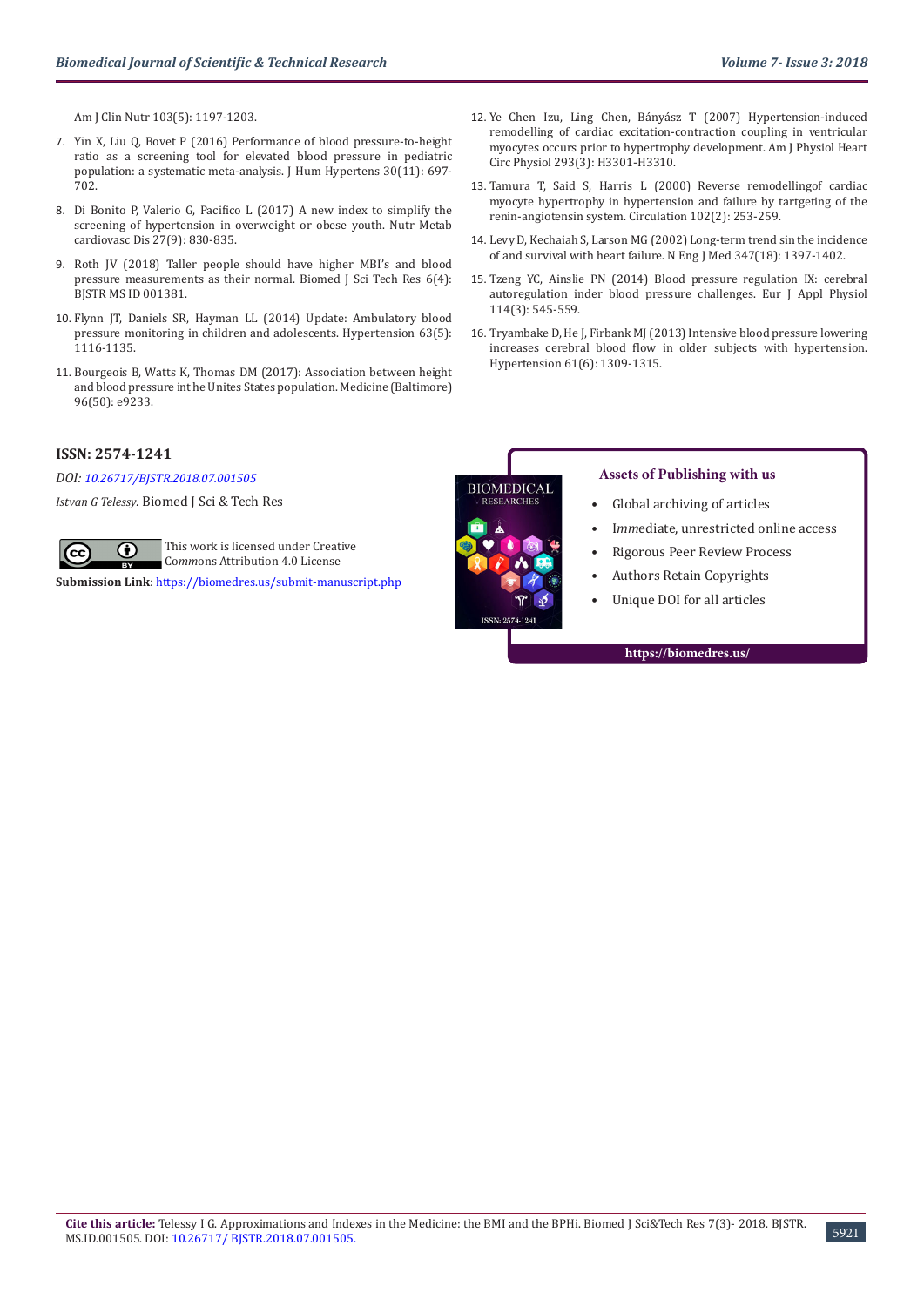Am J Clin Nutr 103(5): 1197-1203.

7. Yin X, Liu Q, Bovet P (2016) Performance of blood pressure-to-height ratio as a screening tool for elevated blood pressure in pediatric population: a systematic meta-analysis. J Hum Hypertens 30(11): 697-702.
8. Di Bonito P, Valerio G, Pacifico L (2017) A new index to simplify the screening of hypertension in overweight or obese youth. Nutr Metab cardiovasc Dis 27(9): 830-835.
9. Roth JV (2018) Taller people should have higher MBI's and blood pressure measurements as their normal. Biomed J Sci Tech Res 6(4): BJSTR MS ID 001381.
10. Flynn JT, Daniels SR, Hayman LL (2014) Update: Ambulatory blood pressure monitoring in children and adolescents. Hypertension 63(5): 1116-1135.
11. Bourgeois B, Watts K, Thomas DM (2017): Association between height and blood pressure int he Unites States population. Medicine (Baltimore) 96(50): e9233.
12. Ye Chen Izu, Ling Chen, Bányász T (2007) Hypertension-induced remodelling of cardiac excitation-contraction coupling in ventricular myocytes occurs prior to hypertrophy development. Am J Physiol Heart Circ Physiol 293(3): H3301-H3310.
13. Tamura T, Said S, Harris L (2000) Reverse remodellingof cardiac myocyte hypertrophy in hypertension and failure by tartgeting of the renin-angiotensin system. Circulation 102(2): 253-259.
14. Levy D, Kechaiah S, Larson MG (2002) Long-term trend sin the incidence of and survival with heart failure. N Eng J Med 347(18): 1397-1402.
15. Tzeng YC, Ainslie PN (2014) Blood pressure regulation IX: cerebral autoregulation inder blood pressure challenges. Eur J Appl Physiol 114(3): 545-559.
16. Tryambake D, He J, Firbank MJ (2013) Intensive blood pressure lowering increases cerebral blood flow in older subjects with hypertension. Hypertension 61(6): 1309-1315.

**ISSN: 2574-1241**

*DOI: 10.26717/BJSTR.2018.07.001505*

*Istvan G Telessy.* Biomed J Sci & Tech Res

This work is licensed under Creative Commons Attribution 4.0 License

**Submission Link**: https://biomedres.us/submit-manuscript.php

**Assets of Publishing with us**

- Global archiving of articles
- Immediate, unrestricted online access
- Rigorous Peer Review Process
- Authors Retain Copyrights
- Unique DOI for all articles

**https://biomedres.us/**

**Cite this article:** Telessy I G. Approximations and Indexes in the Medicine: the BMI and the BPHi. Biomed J Sci&Tech Res 7(3)- 2018. BJSTR. MS.ID.001505. DOI: 10.26717/ BJSTR.2018.07.001505.